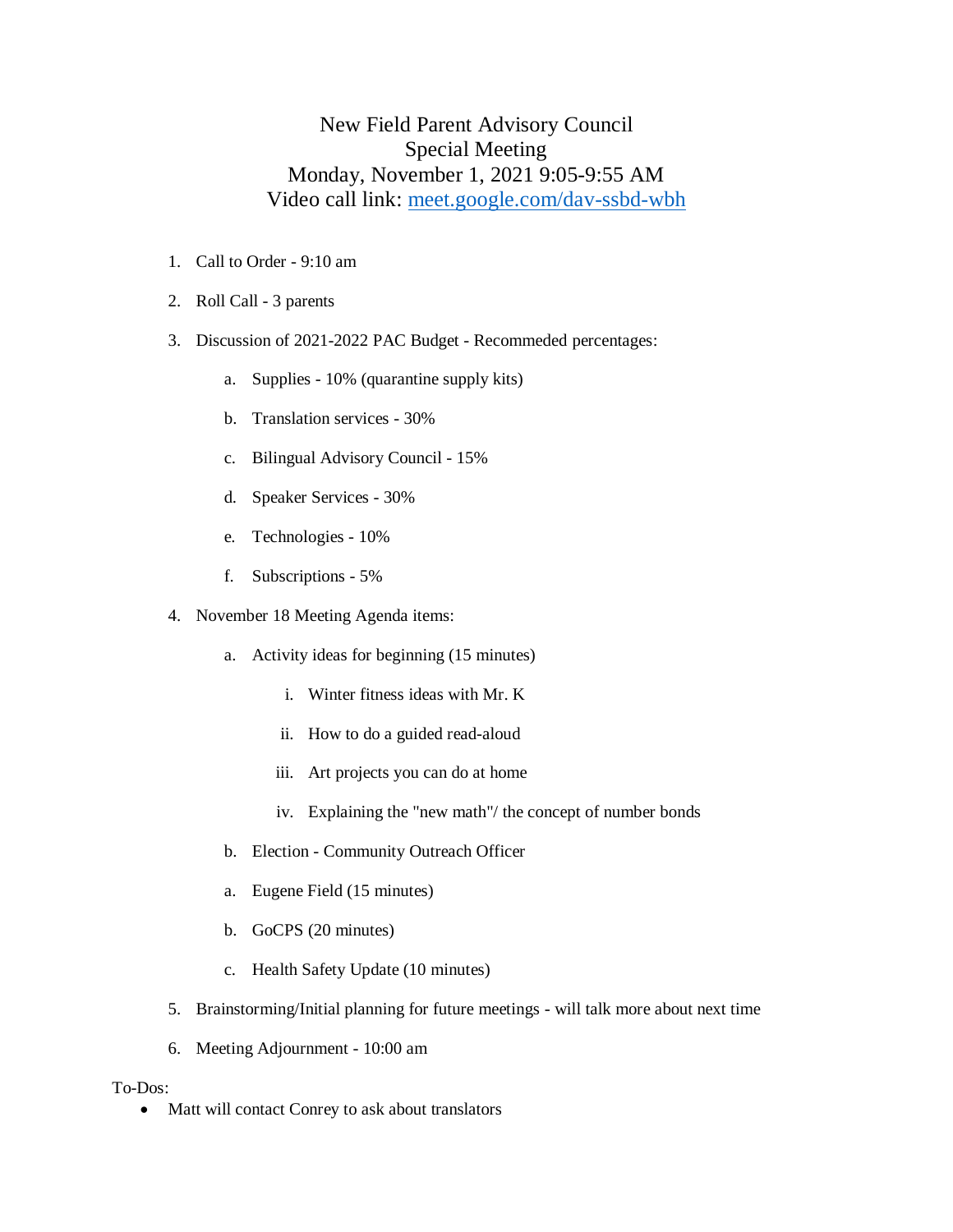# New Field Parent Advisory Council
## Special Meeting
## Monday, November 1, 2021 9:05-9:55 AM
## Video call link: [meet.google.com/dav-ssbd-wbh](https://meet.google.com/dav-ssbd-wbh)

1. Call to Order - 9:10 am
2. Roll Call - 3 parents
3. Discussion of 2021-2022 PAC Budget - Recommeded percentages:
    a. Supplies - 10% (quarantine supply kits)
    b. Translation services - 30%
    c. Bilingual Advisory Council - 15%
    d. Speaker Services - 30%
    e. Technologies - 10%
    f. Subscriptions - 5%
4. November 18 Meeting Agenda items:
    a. Activity ideas for beginning (15 minutes)
        i. Winter fitness ideas with Mr. K
        ii. How to do a guided read-aloud
        iii. Art projects you can do at home
        iv. Explaining the "new math"/ the concept of number bonds
    b. Election - Community Outreach Officer
    a. Eugene Field (15 minutes)
    b. GoCPS (20 minutes)
    c. Health Safety Update (10 minutes)
5. Brainstorming/Initial planning for future meetings - will talk more about next time
6. Meeting Adjournment - 10:00 am

To-Dos:

- Matt will contact Conrey to ask about translators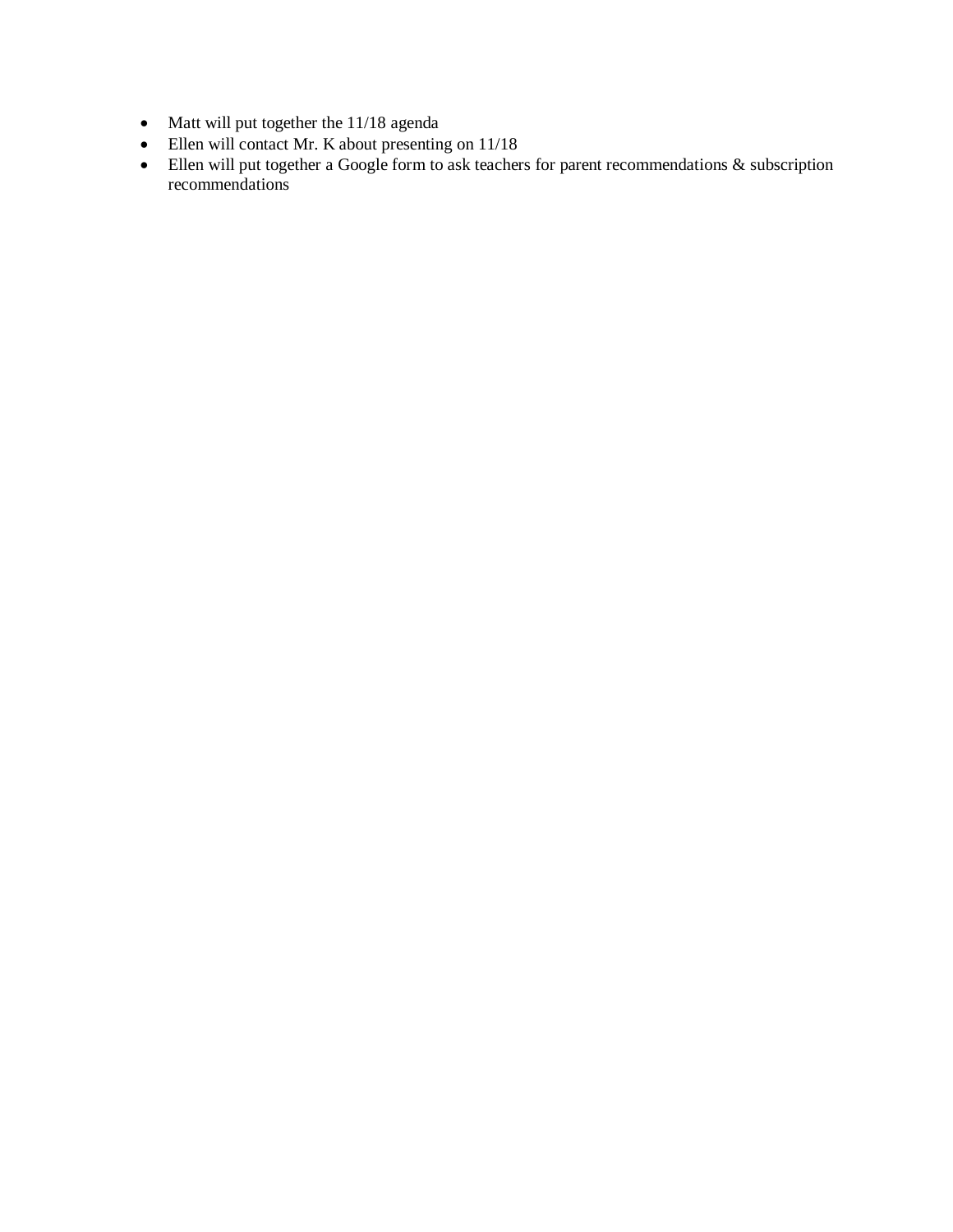- Matt will put together the 11/18 agenda
- Ellen will contact Mr. K about presenting on 11/18
- Ellen will put together a Google form to ask teachers for parent recommendations & subscription recommendations